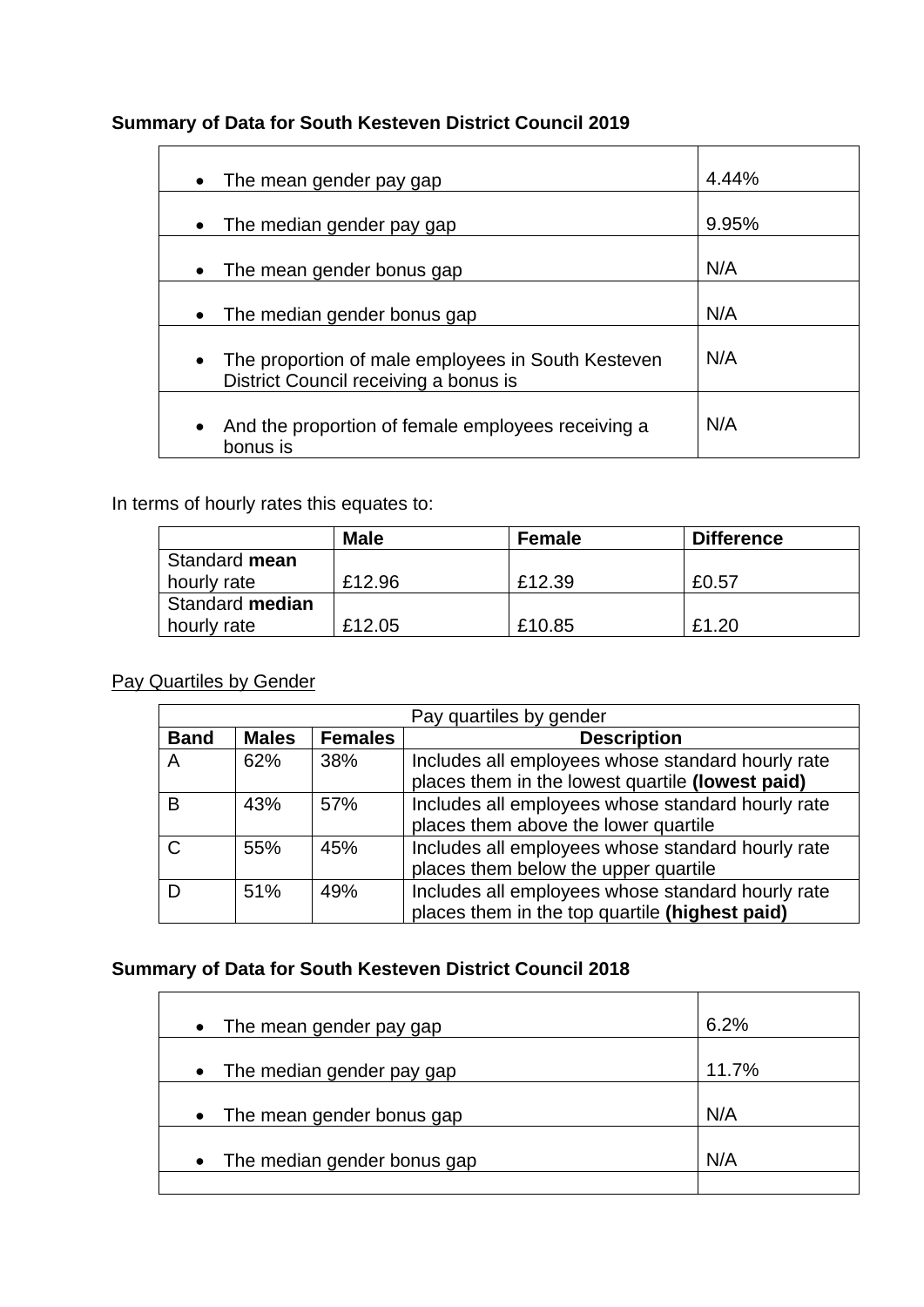**Summary of Data for South Kesteven District Council 2019**

| | |
|---|---|
| • The mean gender pay gap | 4.44% |
| • The median gender pay gap | 9.95% |
| • The mean gender bonus gap | N/A |
| • The median gender bonus gap | N/A |
| • The proportion of male employees in South Kesteven District Council receiving a bonus is | N/A |
| • And the proportion of female employees receiving a bonus is | N/A |

In terms of hourly rates this equates to:

| | **Male** | **Female** | **Difference** |
|---|---|---|---|
| Standard **mean** hourly rate | £12.96 | £12.39 | £0.57 |
| Standard **median** hourly rate | £12.05 | £10.85 | £1.20 |

Pay Quartiles by Gender

| Pay quartiles by gender | | | |
|---|---|---|---|
| **Band** | **Males** | **Females** | **Description** |
| A | 62% | 38% | Includes all employees whose standard hourly rate places them in the lowest quartile **(lowest paid)** |
| B | 43% | 57% | Includes all employees whose standard hourly rate places them above the lower quartile |
| C | 55% | 45% | Includes all employees whose standard hourly rate places them below the upper quartile |
| D | 51% | 49% | Includes all employees whose standard hourly rate places them in the top quartile **(highest paid)** |

**Summary of Data for South Kesteven District Council 2018**

| | |
|---|---|
| • The mean gender pay gap | 6.2% |
| • The median gender pay gap | 11.7% |
| • The mean gender bonus gap | N/A |
| • The median gender bonus gap | N/A |
| | |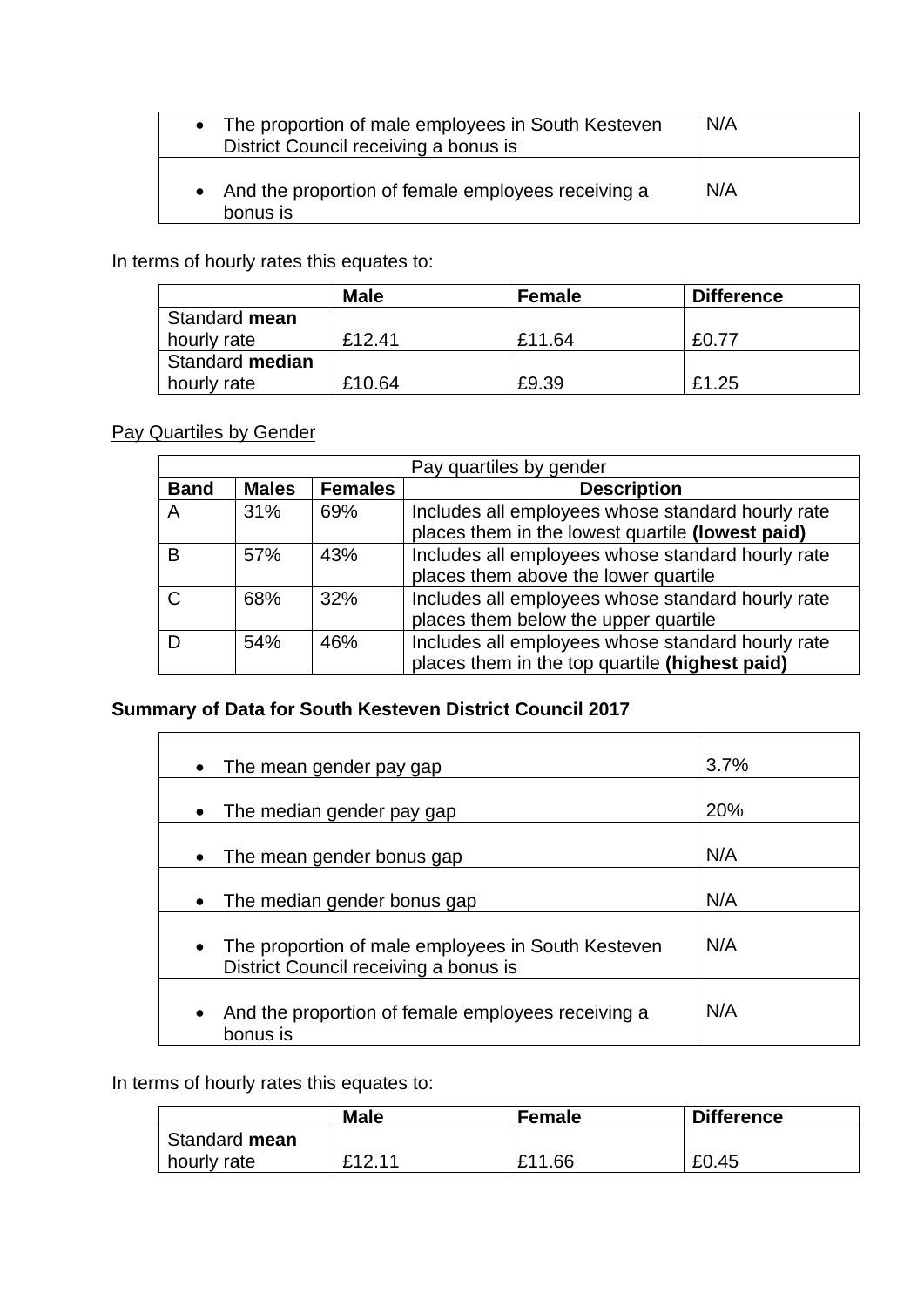| | |
|---|---|
| • The proportion of male employees in South Kesteven District Council receiving a bonus is | N/A |
| • And the proportion of female employees receiving a bonus is | N/A |

In terms of hourly rates this equates to:

| | Male | Female | Difference |
|---|---|---|---|
| Standard **mean** hourly rate | £12.41 | £11.64 | £0.77 |
| Standard **median** hourly rate | £10.64 | £9.39 | £1.25 |

Pay Quartiles by Gender

| Pay quartiles by gender | | | |
|---|---|---|---|
| **Band** | **Males** | **Females** | **Description** |
| A | 31% | 69% | Includes all employees whose standard hourly rate places them in the lowest quartile **(lowest paid)** |
| B | 57% | 43% | Includes all employees whose standard hourly rate places them above the lower quartile |
| C | 68% | 32% | Includes all employees whose standard hourly rate places them below the upper quartile |
| D | 54% | 46% | Includes all employees whose standard hourly rate places them in the top quartile **(highest paid)** |

**Summary of Data for South Kesteven District Council 2017**

| | |
|---|---|
| • The mean gender pay gap | 3.7% |
| • The median gender pay gap | 20% |
| • The mean gender bonus gap | N/A |
| • The median gender bonus gap | N/A |
| • The proportion of male employees in South Kesteven District Council receiving a bonus is | N/A |
| • And the proportion of female employees receiving a bonus is | N/A |

In terms of hourly rates this equates to:

| | Male | Female | Difference |
|---|---|---|---|
| Standard **mean** hourly rate | £12.11 | £11.66 | £0.45 |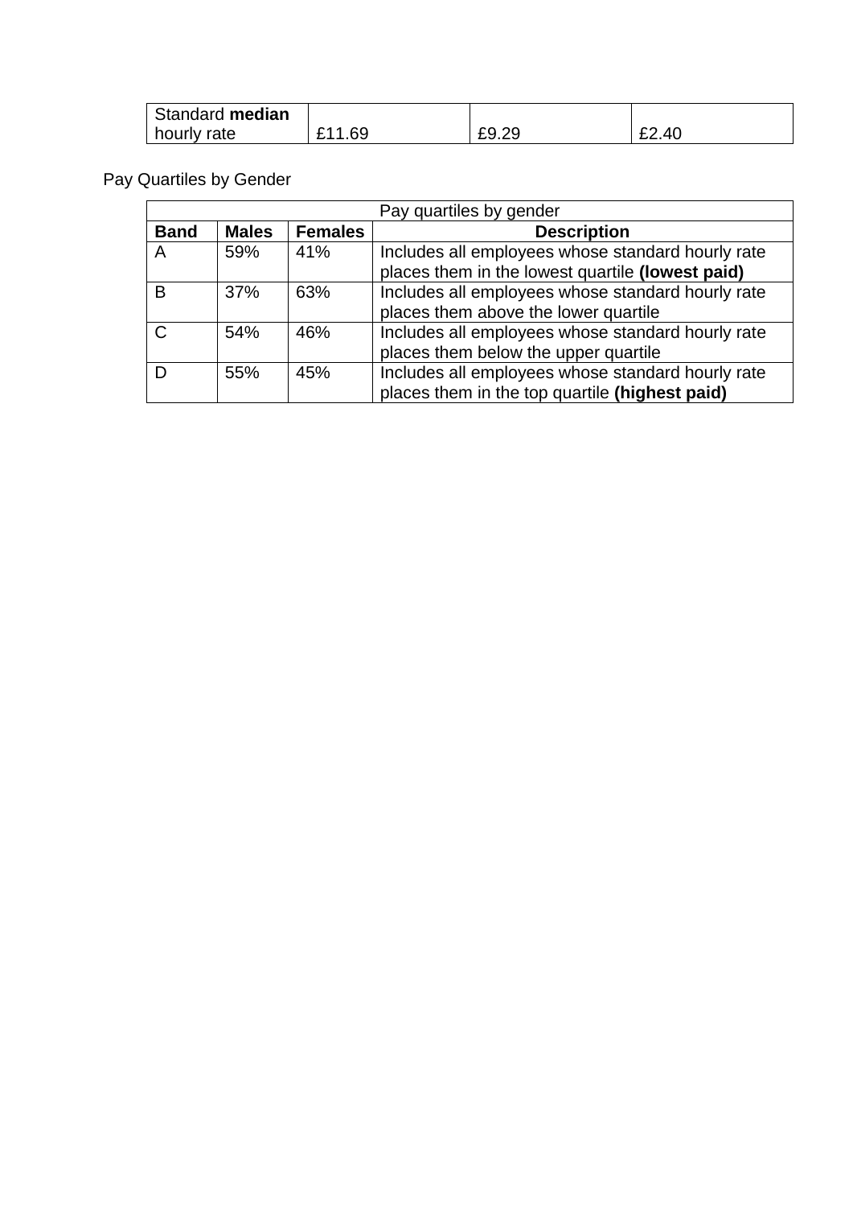| | | | |
|---|---|---|---|
| Standard **median** hourly rate | £11.69 | £9.29 | £2.40 |

Pay Quartiles by Gender

| Pay quartiles by gender | | | |
|---|---|---|---|
| **Band** | **Males** | **Females** | **Description** |
| A | 59% | 41% | Includes all employees whose standard hourly rate places them in the lowest quartile **(lowest paid)** |
| B | 37% | 63% | Includes all employees whose standard hourly rate places them above the lower quartile |
| C | 54% | 46% | Includes all employees whose standard hourly rate places them below the upper quartile |
| D | 55% | 45% | Includes all employees whose standard hourly rate places them in the top quartile **(highest paid)** |